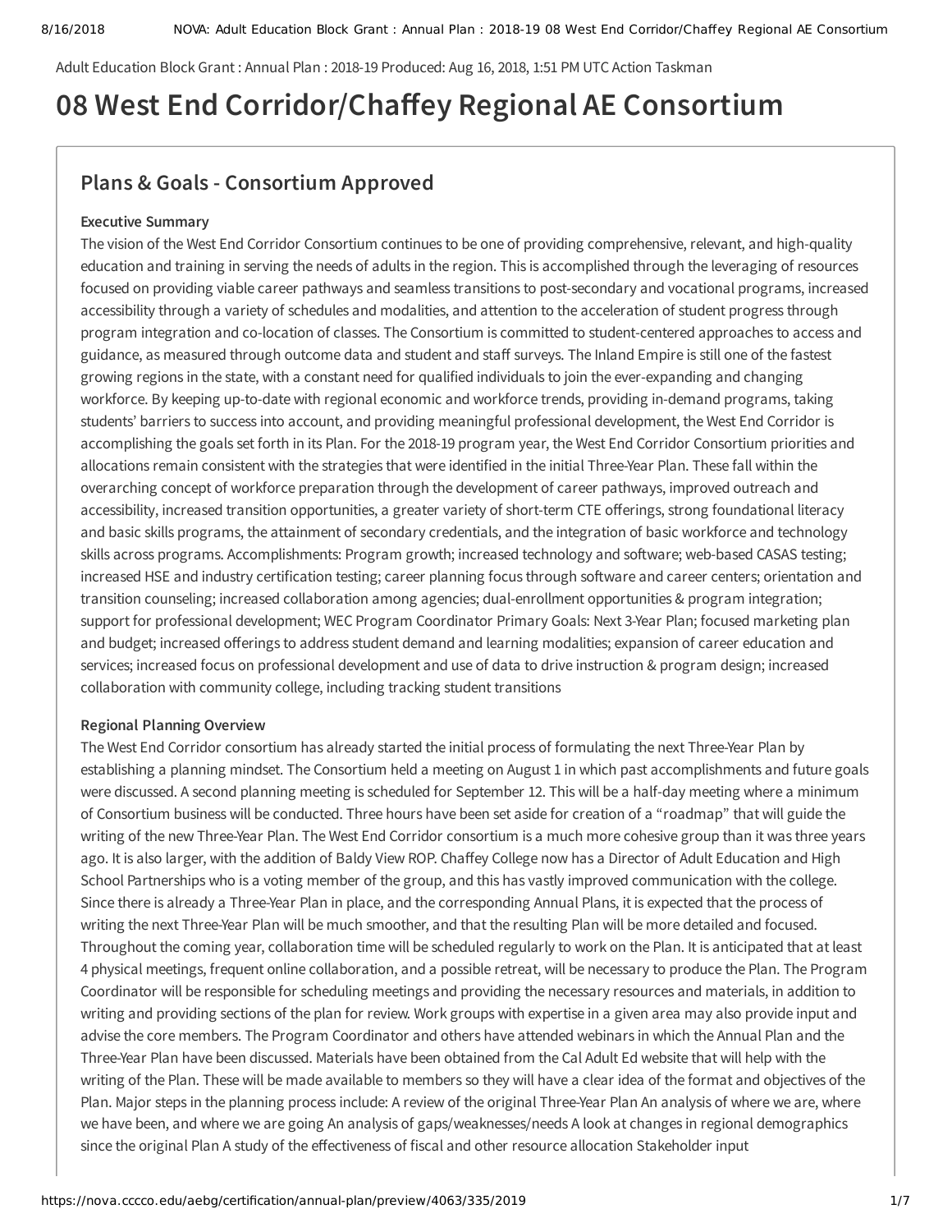Adult Education Block Grant : Annual Plan : 2018-19 Produced: Aug 16, 2018, 1:51 PM UTC Action Taskman

# 08 West End Corridor/Chaffey Regional AE Consortium

## Plans & Goals - Consortium Approved

### Executive Summary

The vision of the West End Corridor Consortium continues to be one of providing comprehensive, relevant, and high-quality education and training in serving the needs of adults in the region. This is accomplished through the leveraging of resources focused on providing viable career pathways and seamless transitions to post-secondary and vocational programs, increased accessibility through a variety of schedules and modalities, and attention to the acceleration of student progress through program integration and co-location of classes. The Consortium is committed to student-centered approaches to access and guidance, as measured through outcome data and student and staff surveys. The Inland Empire is still one of the fastest growing regions in the state, with a constant need for qualified individuals to join the ever-expanding and changing workforce. By keeping up-to-date with regional economic and workforce trends, providing in-demand programs, taking students' barriers to success into account, and providing meaningful professional development, the West End Corridor is accomplishing the goals set forth in its Plan. For the 2018-19 program year, the West End Corridor Consortium priorities and allocations remain consistent with the strategies that were identified in the initial Three-Year Plan. These fall within the overarching concept of workforce preparation through the development of career pathways, improved outreach and accessibility, increased transition opportunities, a greater variety of short-term CTE offerings, strong foundational literacy and basic skills programs, the attainment of secondary credentials, and the integration of basic workforce and technology skills across programs. Accomplishments: Program growth; increased technology and software; web-based CASAS testing; increased HSE and industry certification testing; career planning focus through software and career centers; orientation and transition counseling; increased collaboration among agencies; dual-enrollment opportunities & program integration; support for professional development; WEC Program Coordinator Primary Goals: Next 3-Year Plan; focused marketing plan and budget; increased offerings to address student demand and learning modalities; expansion of career education and services; increased focus on professional development and use of data to drive instruction & program design; increased collaboration with community college, including tracking student transitions

### Regional Planning Overview

The West End Corridor consortium has already started the initial process of formulating the next Three-Year Plan by establishing a planning mindset. The Consortium held a meeting on August 1 in which past accomplishments and future goals were discussed. A second planning meeting is scheduled for September 12. This will be a half-day meeting where a minimum of Consortium business will be conducted. Three hours have been set aside for creation of a "roadmap" that will guide the writing of the new Three-Year Plan. The West End Corridor consortium is a much more cohesive group than it was three years ago. It is also larger, with the addition of Baldy View ROP. Chaffey College now has a Director of Adult Education and High School Partnerships who is a voting member of the group, and this has vastly improved communication with the college. Since there is already a Three-Year Plan in place, and the corresponding Annual Plans, it is expected that the process of writing the next Three-Year Plan will be much smoother, and that the resulting Plan will be more detailed and focused. Throughout the coming year, collaboration time will be scheduled regularly to work on the Plan. It is anticipated that at least 4 physical meetings, frequent online collaboration, and a possible retreat, will be necessary to produce the Plan. The Program Coordinator will be responsible for scheduling meetings and providing the necessary resources and materials, in addition to writing and providing sections of the plan for review. Work groups with expertise in a given area may also provide input and advise the core members. The Program Coordinator and others have attended webinars in which the Annual Plan and the Three-Year Plan have been discussed. Materials have been obtained from the Cal Adult Ed website that will help with the writing of the Plan. These will be made available to members so they will have a clear idea of the format and objectives of the Plan. Major steps in the planning process include: A review of the original Three-Year Plan An analysis of where we are, where we have been, and where we are going An analysis of gaps/weaknesses/needs A look at changes in regional demographics since the original Plan A study of the effectiveness of fiscal and other resource allocation Stakeholder input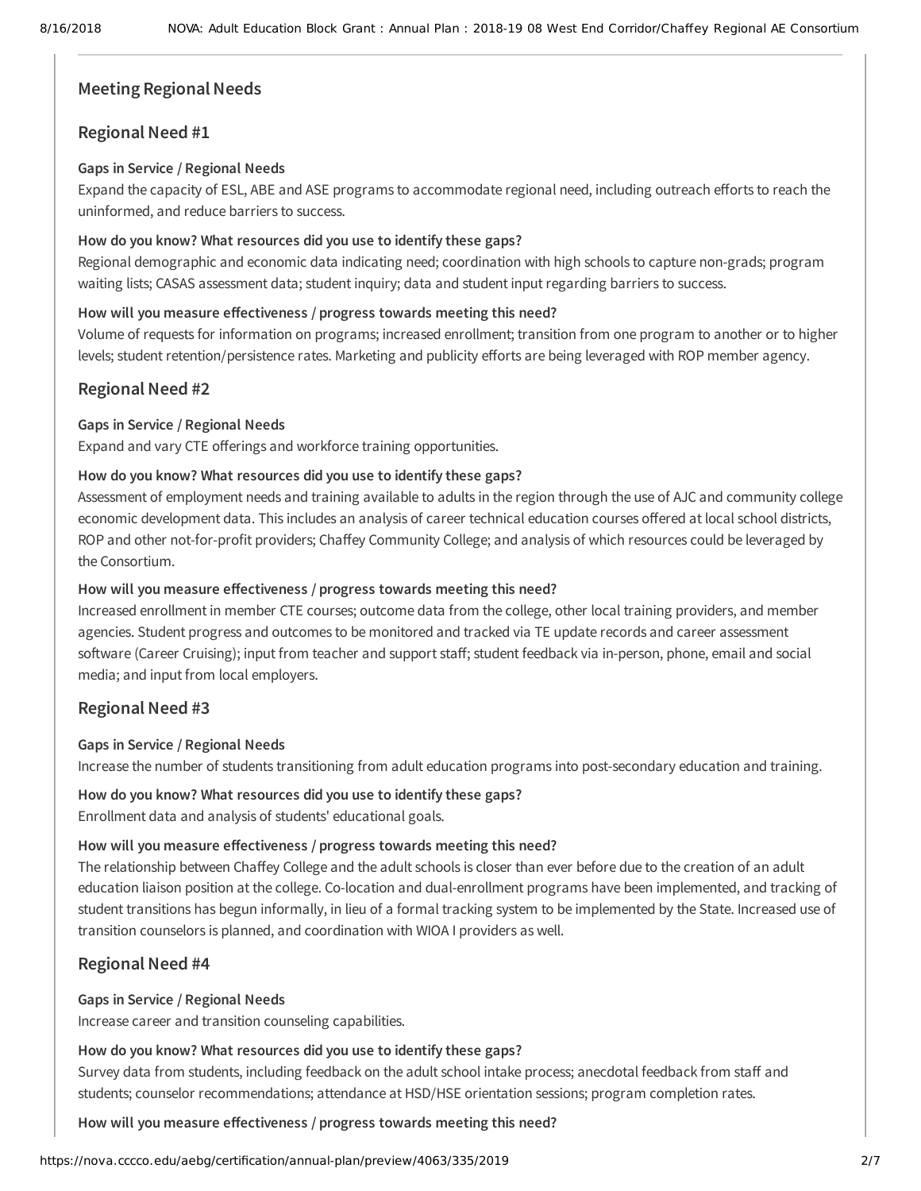## Meeting Regional Needs

### Regional Need #1

**Gaps in Service / Regional Needs**

Expand the capacity of ESL, ABE and ASE programs to accommodate regional need, including outreach efforts to reach the uninformed, and reduce barriers to success.

**How do you know? What resources did you use to identify these gaps?**

Regional demographic and economic data indicating need; coordination with high schools to capture non-grads; program waiting lists; CASAS assessment data; student inquiry; data and student input regarding barriers to success.

**How will you measure effectiveness / progress towards meeting this need?**

Volume of requests for information on programs; increased enrollment; transition from one program to another or to higher levels; student retention/persistence rates. Marketing and publicity efforts are being leveraged with ROP member agency.

### Regional Need #2

**Gaps in Service / Regional Needs**

Expand and vary CTE offerings and workforce training opportunities.

**How do you know? What resources did you use to identify these gaps?**

Assessment of employment needs and training available to adults in the region through the use of AJC and community college economic development data. This includes an analysis of career technical education courses offered at local school districts, ROP and other not-for-profit providers; Chaffey Community College; and analysis of which resources could be leveraged by the Consortium.

**How will you measure effectiveness / progress towards meeting this need?**

Increased enrollment in member CTE courses; outcome data from the college, other local training providers, and member agencies. Student progress and outcomes to be monitored and tracked via TE update records and career assessment software (Career Cruising); input from teacher and support staff; student feedback via in-person, phone, email and social media; and input from local employers.

### Regional Need #3

**Gaps in Service / Regional Needs**

Increase the number of students transitioning from adult education programs into post-secondary education and training.

**How do you know? What resources did you use to identify these gaps?**

Enrollment data and analysis of students' educational goals.

**How will you measure effectiveness / progress towards meeting this need?**

The relationship between Chaffey College and the adult schools is closer than ever before due to the creation of an adult education liaison position at the college. Co-location and dual-enrollment programs have been implemented, and tracking of student transitions has begun informally, in lieu of a formal tracking system to be implemented by the State. Increased use of transition counselors is planned, and coordination with WIOA I providers as well.

### Regional Need #4

**Gaps in Service / Regional Needs**

Increase career and transition counseling capabilities.

**How do you know? What resources did you use to identify these gaps?**

Survey data from students, including feedback on the adult school intake process; anecdotal feedback from staff and students; counselor recommendations; attendance at HSD/HSE orientation sessions; program completion rates.

**How will you measure effectiveness / progress towards meeting this need?**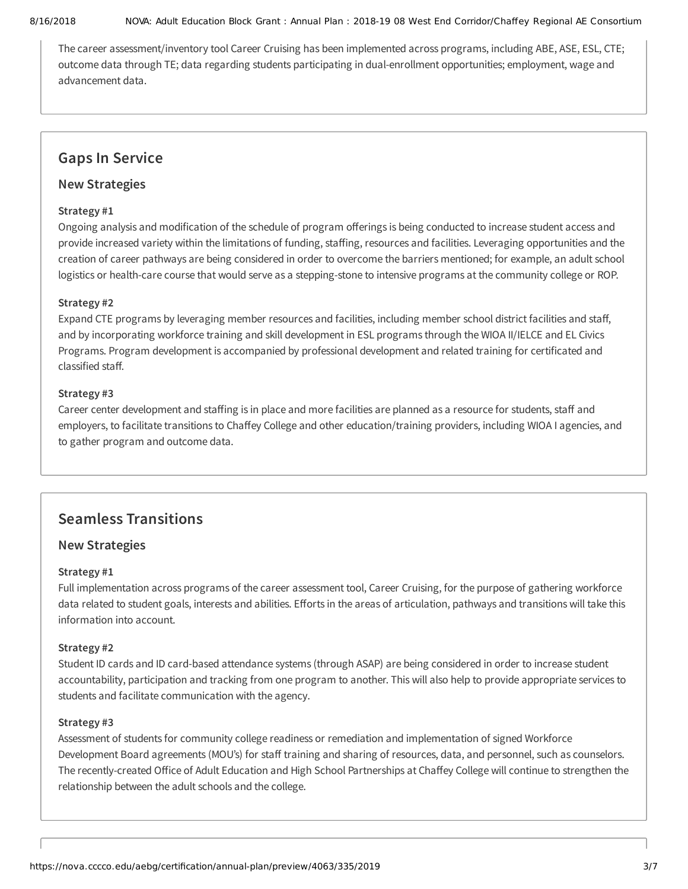The career assessment/inventory tool Career Cruising has been implemented across programs, including ABE, ASE, ESL, CTE; outcome data through TE; data regarding students participating in dual-enrollment opportunities; employment, wage and advancement data.

## Gaps In Service

### New Strategies

**Strategy #1**

Ongoing analysis and modification of the schedule of program offerings is being conducted to increase student access and provide increased variety within the limitations of funding, staffing, resources and facilities. Leveraging opportunities and the creation of career pathways are being considered in order to overcome the barriers mentioned; for example, an adult school logistics or health-care course that would serve as a stepping-stone to intensive programs at the community college or ROP.

**Strategy #2**

Expand CTE programs by leveraging member resources and facilities, including member school district facilities and staff, and by incorporating workforce training and skill development in ESL programs through the WIOA II/IELCE and EL Civics Programs. Program development is accompanied by professional development and related training for certificated and classified staff.

**Strategy #3**

Career center development and staffing is in place and more facilities are planned as a resource for students, staff and employers, to facilitate transitions to Chaffey College and other education/training providers, including WIOA I agencies, and to gather program and outcome data.

## Seamless Transitions

### New Strategies

**Strategy #1**

Full implementation across programs of the career assessment tool, Career Cruising, for the purpose of gathering workforce data related to student goals, interests and abilities. Efforts in the areas of articulation, pathways and transitions will take this information into account.

**Strategy #2**

Student ID cards and ID card-based attendance systems (through ASAP) are being considered in order to increase student accountability, participation and tracking from one program to another. This will also help to provide appropriate services to students and facilitate communication with the agency.

**Strategy #3**

Assessment of students for community college readiness or remediation and implementation of signed Workforce Development Board agreements (MOU's) for staff training and sharing of resources, data, and personnel, such as counselors. The recently-created Office of Adult Education and High School Partnerships at Chaffey College will continue to strengthen the relationship between the adult schools and the college.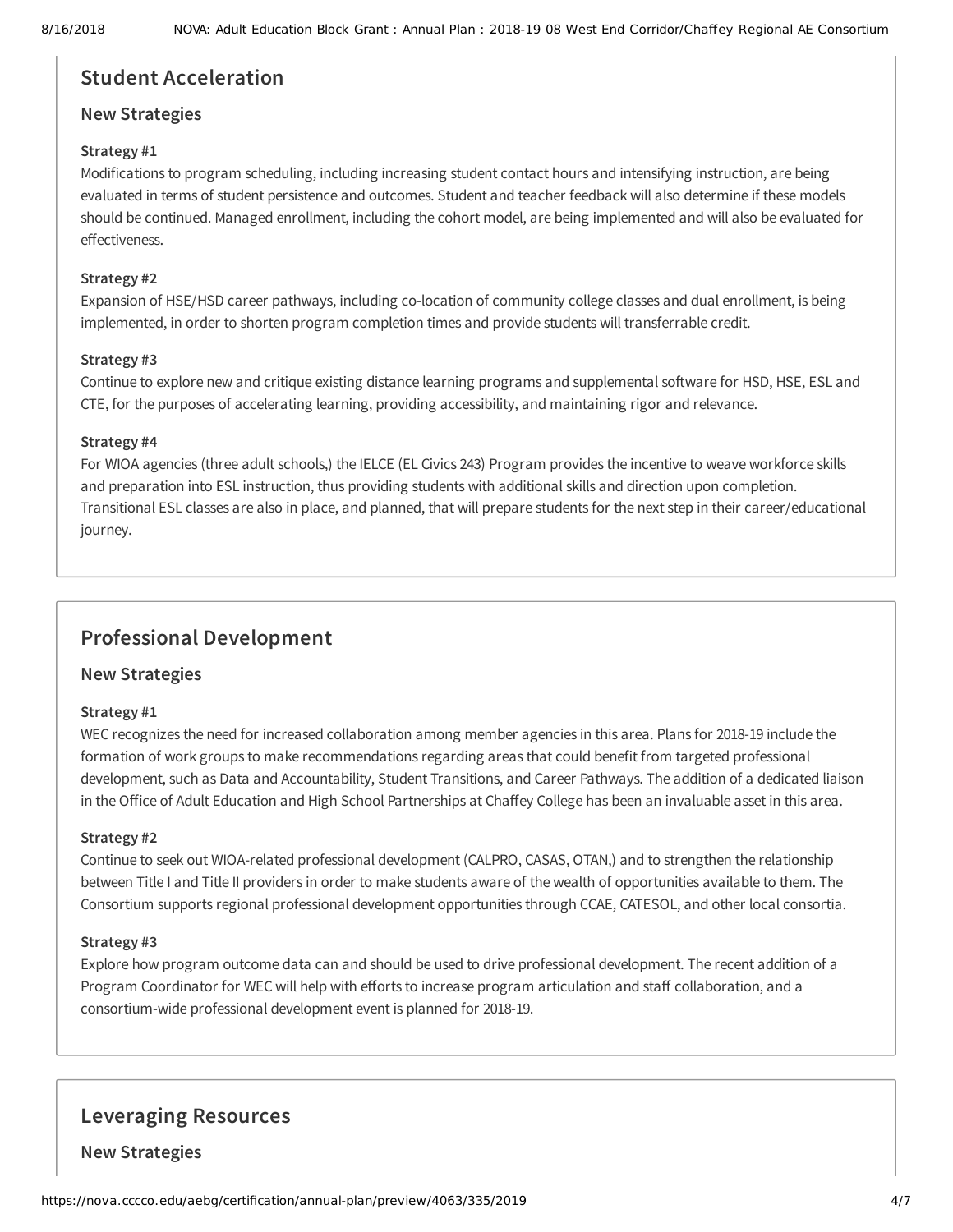## Student Acceleration

### New Strategies

**Strategy #1**

Modifications to program scheduling, including increasing student contact hours and intensifying instruction, are being evaluated in terms of student persistence and outcomes. Student and teacher feedback will also determine if these models should be continued. Managed enrollment, including the cohort model, are being implemented and will also be evaluated for effectiveness.

**Strategy #2**

Expansion of HSE/HSD career pathways, including co-location of community college classes and dual enrollment, is being implemented, in order to shorten program completion times and provide students will transferrable credit.

**Strategy #3**

Continue to explore new and critique existing distance learning programs and supplemental software for HSD, HSE, ESL and CTE, for the purposes of accelerating learning, providing accessibility, and maintaining rigor and relevance.

**Strategy #4**

For WIOA agencies (three adult schools,) the IELCE (EL Civics 243) Program provides the incentive to weave workforce skills and preparation into ESL instruction, thus providing students with additional skills and direction upon completion. Transitional ESL classes are also in place, and planned, that will prepare students for the next step in their career/educational journey.

## Professional Development

### New Strategies

**Strategy #1**

WEC recognizes the need for increased collaboration among member agencies in this area. Plans for 2018-19 include the formation of work groups to make recommendations regarding areas that could benefit from targeted professional development, such as Data and Accountability, Student Transitions, and Career Pathways. The addition of a dedicated liaison in the Office of Adult Education and High School Partnerships at Chaffey College has been an invaluable asset in this area.

**Strategy #2**

Continue to seek out WIOA-related professional development (CALPRO, CASAS, OTAN,) and to strengthen the relationship between Title I and Title II providers in order to make students aware of the wealth of opportunities available to them. The Consortium supports regional professional development opportunities through CCAE, CATESOL, and other local consortia.

**Strategy #3**

Explore how program outcome data can and should be used to drive professional development. The recent addition of a Program Coordinator for WEC will help with efforts to increase program articulation and staff collaboration, and a consortium-wide professional development event is planned for 2018-19.

## Leveraging Resources

### New Strategies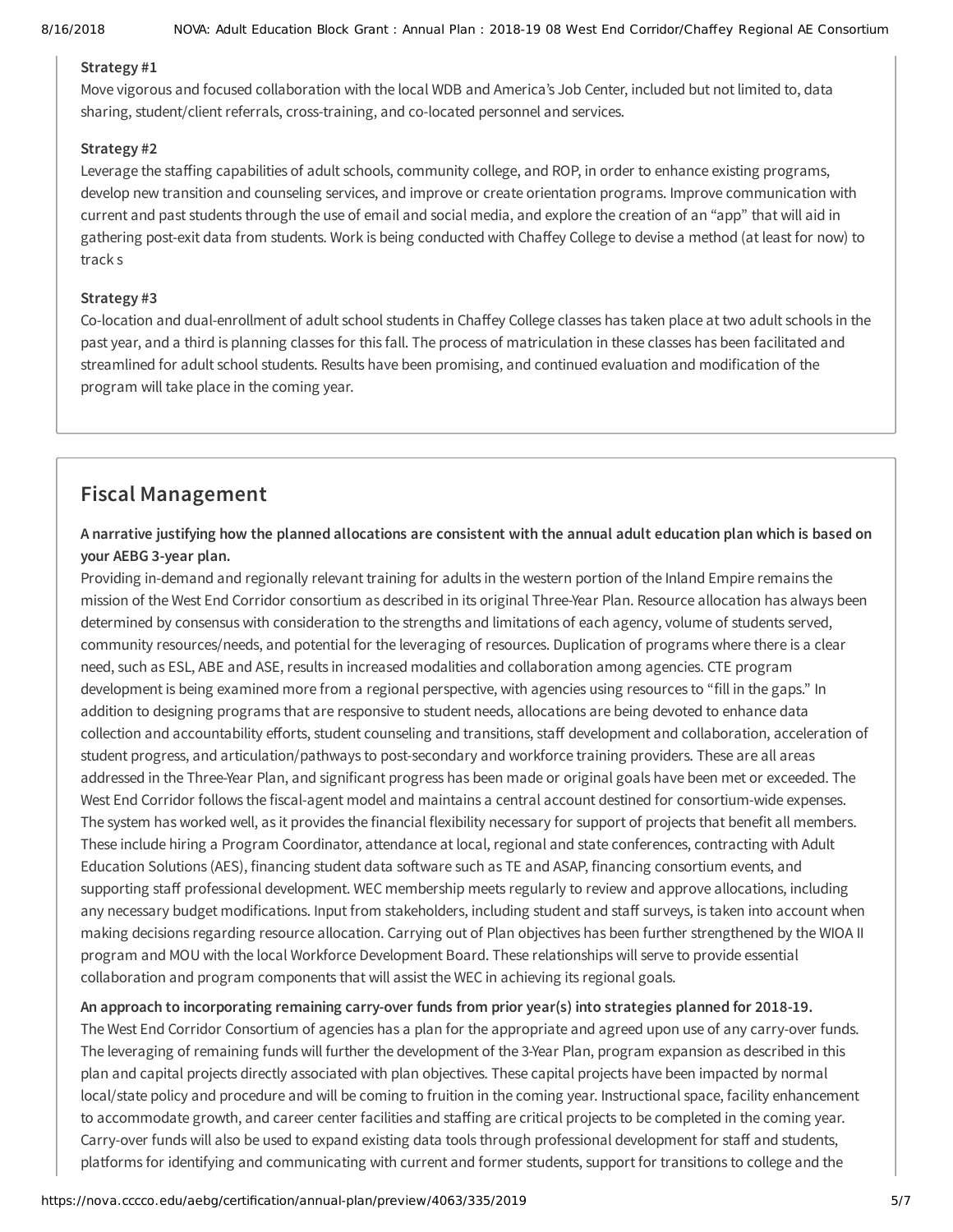**Strategy #1**

Move vigorous and focused collaboration with the local WDB and America's Job Center, included but not limited to, data sharing, student/client referrals, cross-training, and co-located personnel and services.

**Strategy #2**

Leverage the staffing capabilities of adult schools, community college, and ROP, in order to enhance existing programs, develop new transition and counseling services, and improve or create orientation programs. Improve communication with current and past students through the use of email and social media, and explore the creation of an "app" that will aid in gathering post-exit data from students. Work is being conducted with Chaffey College to devise a method (at least for now) to track s

**Strategy #3**

Co-location and dual-enrollment of adult school students in Chaffey College classes has taken place at two adult schools in the past year, and a third is planning classes for this fall. The process of matriculation in these classes has been facilitated and streamlined for adult school students. Results have been promising, and continued evaluation and modification of the program will take place in the coming year.

## Fiscal Management

**A narrative justifying how the planned allocations are consistent with the annual adult education plan which is based on your AEBG 3-year plan.**

Providing in-demand and regionally relevant training for adults in the western portion of the Inland Empire remains the mission of the West End Corridor consortium as described in its original Three-Year Plan. Resource allocation has always been determined by consensus with consideration to the strengths and limitations of each agency, volume of students served, community resources/needs, and potential for the leveraging of resources. Duplication of programs where there is a clear need, such as ESL, ABE and ASE, results in increased modalities and collaboration among agencies. CTE program development is being examined more from a regional perspective, with agencies using resources to "fill in the gaps." In addition to designing programs that are responsive to student needs, allocations are being devoted to enhance data collection and accountability efforts, student counseling and transitions, staff development and collaboration, acceleration of student progress, and articulation/pathways to post-secondary and workforce training providers. These are all areas addressed in the Three-Year Plan, and significant progress has been made or original goals have been met or exceeded. The West End Corridor follows the fiscal-agent model and maintains a central account destined for consortium-wide expenses. The system has worked well, as it provides the financial flexibility necessary for support of projects that benefit all members. These include hiring a Program Coordinator, attendance at local, regional and state conferences, contracting with Adult Education Solutions (AES), financing student data software such as TE and ASAP, financing consortium events, and supporting staff professional development. WEC membership meets regularly to review and approve allocations, including any necessary budget modifications. Input from stakeholders, including student and staff surveys, is taken into account when making decisions regarding resource allocation. Carrying out of Plan objectives has been further strengthened by the WIOA II program and MOU with the local Workforce Development Board. These relationships will serve to provide essential collaboration and program components that will assist the WEC in achieving its regional goals.

**An approach to incorporating remaining carry-over funds from prior year(s) into strategies planned for 2018-19.**

The West End Corridor Consortium of agencies has a plan for the appropriate and agreed upon use of any carry-over funds. The leveraging of remaining funds will further the development of the 3-Year Plan, program expansion as described in this plan and capital projects directly associated with plan objectives. These capital projects have been impacted by normal local/state policy and procedure and will be coming to fruition in the coming year. Instructional space, facility enhancement to accommodate growth, and career center facilities and staffing are critical projects to be completed in the coming year. Carry-over funds will also be used to expand existing data tools through professional development for staff and students, platforms for identifying and communicating with current and former students, support for transitions to college and the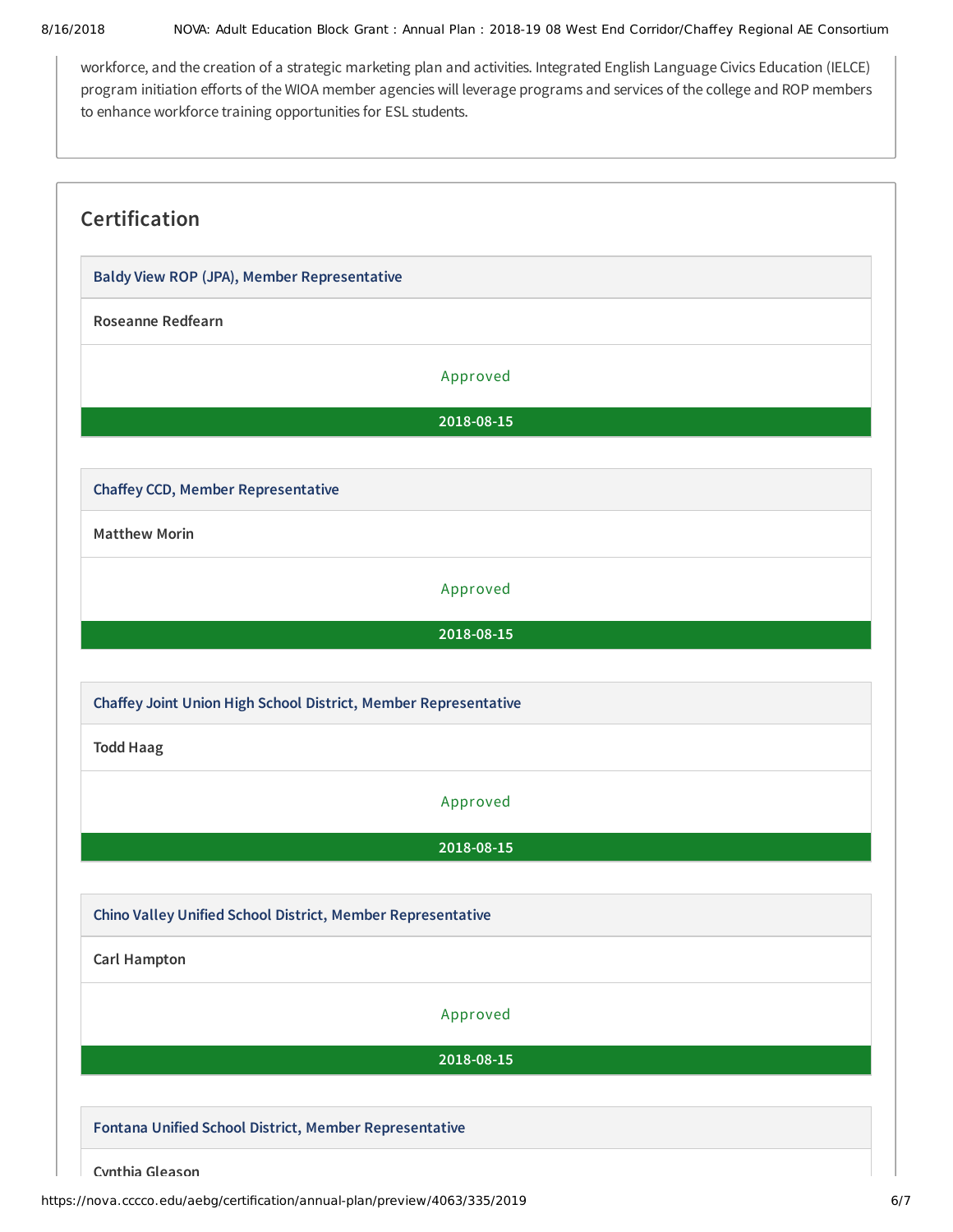workforce, and the creation of a strategic marketing plan and activities. Integrated English Language Civics Education (IELCE) program initiation efforts of the WIOA member agencies will leverage programs and services of the college and ROP members to enhance workforce training opportunities for ESL students.

## Certification

**Baldy View ROP (JPA), Member Representative**

**Roseanne Redfearn**

Approved

**2018-08-15**

**Chaffey CCD, Member Representative**

**Matthew Morin**

Approved

**2018-08-15**

**Chaffey Joint Union High School District, Member Representative**

**Todd Haag**

Approved

**2018-08-15**

**Chino Valley Unified School District, Member Representative**

**Carl Hampton**

Approved

**2018-08-15**

**Fontana Unified School District, Member Representative**

**Cynthia Gleason**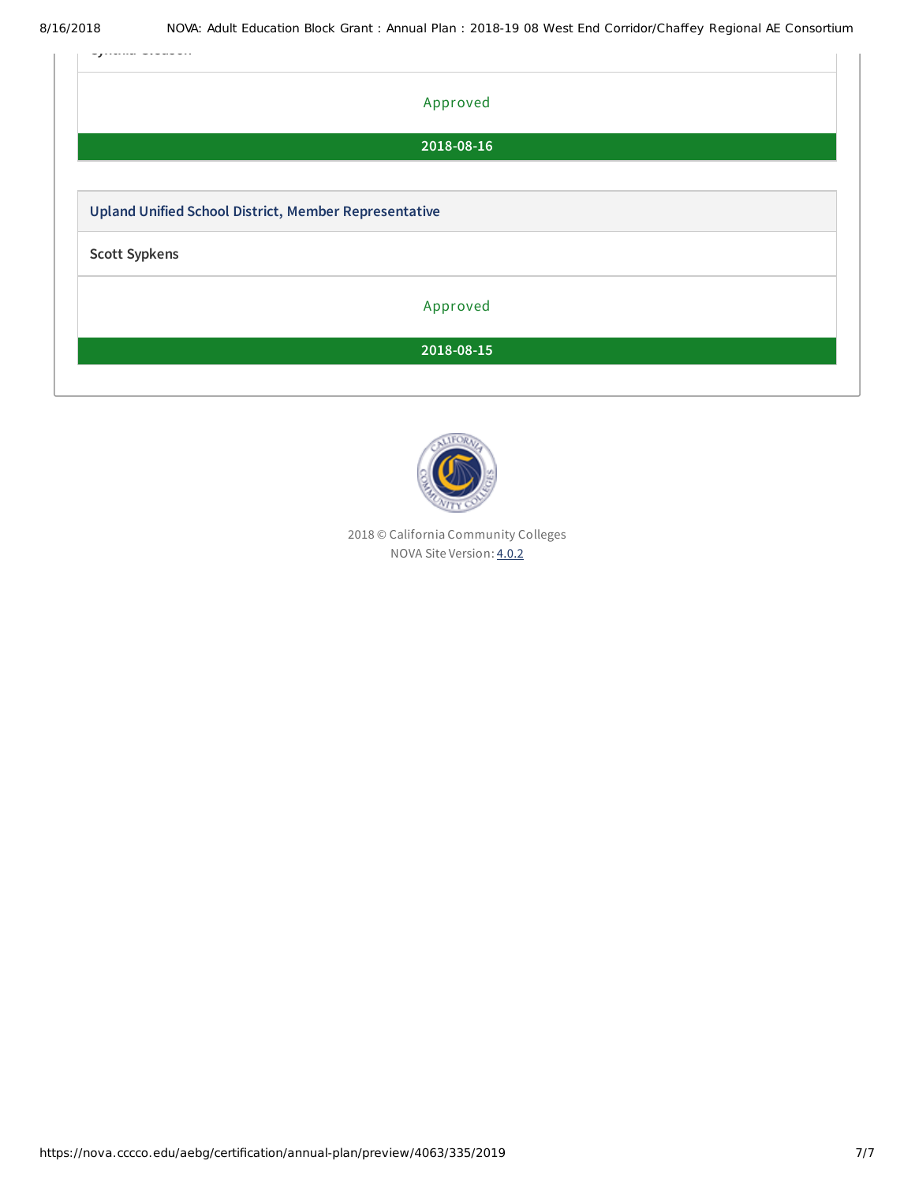Approved

**2018-08-16**

**Upland Unified School District, Member Representative**

**Scott Sypkens**

Approved

**2018-08-15**

2018 © California Community Colleges
NOVA Site Version: 4.0.2